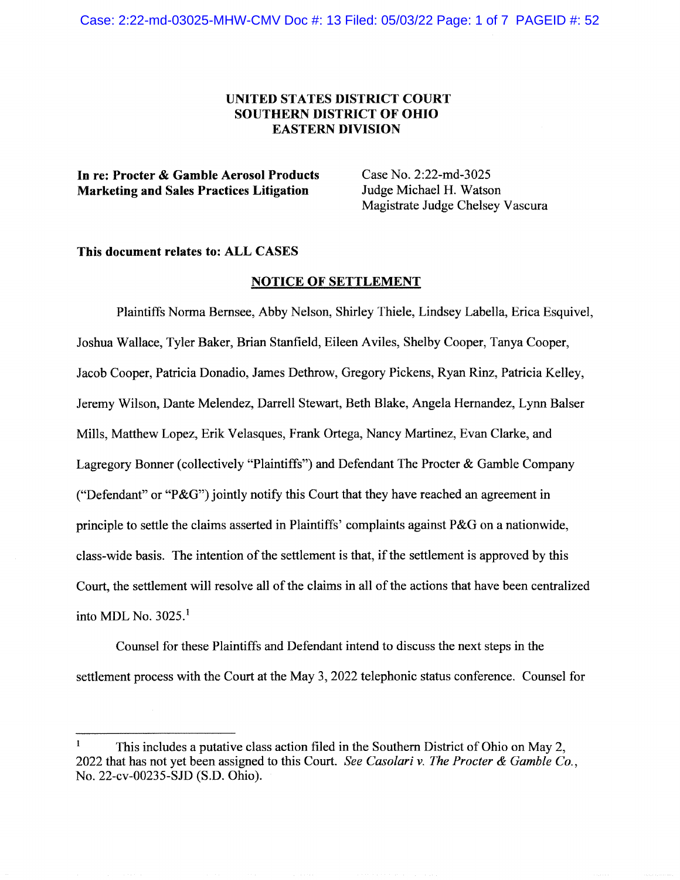**UNITED STATES DISTRICT COURT**
**SOUTHERN DISTRICT OF OHIO**
**EASTERN DIVISION**

**In re: Procter & Gamble Aerosol Products Marketing and Sales Practices Litigation**

Case No. 2:22-md-3025
Judge Michael H. Watson
Magistrate Judge Chelsey Vascura

**This document relates to: ALL CASES**

## NOTICE OF SETTLEMENT

Plaintiffs Norma Bernsee, Abby Nelson, Shirley Thiele, Lindsey Labella, Erica Esquivel, Joshua Wallace, Tyler Baker, Brian Stanfield, Eileen Aviles, Shelby Cooper, Tanya Cooper, Jacob Cooper, Patricia Donadio, James Dethrow, Gregory Pickens, Ryan Rinz, Patricia Kelley, Jeremy Wilson, Dante Melendez, Darrell Stewart, Beth Blake, Angela Hernandez, Lynn Balser Mills, Matthew Lopez, Erik Velasques, Frank Ortega, Nancy Martinez, Evan Clarke, and Lagregory Bonner (collectively "Plaintiffs") and Defendant The Procter & Gamble Company ("Defendant" or "P&G") jointly notify this Court that they have reached an agreement in principle to settle the claims asserted in Plaintiffs' complaints against P&G on a nationwide, class-wide basis. The intention of the settlement is that, if the settlement is approved by this Court, the settlement will resolve all of the claims in all of the actions that have been centralized into MDL No. 3025.[1]

Counsel for these Plaintiffs and Defendant intend to discuss the next steps in the settlement process with the Court at the May 3, 2022 telephonic status conference. Counsel for

---

[1] This includes a putative class action filed in the Southern District of Ohio on May 2, 2022 that has not yet been assigned to this Court. *See Casolari v. The Procter & Gamble Co.*, No. 22-cv-00235-SJD (S.D. Ohio).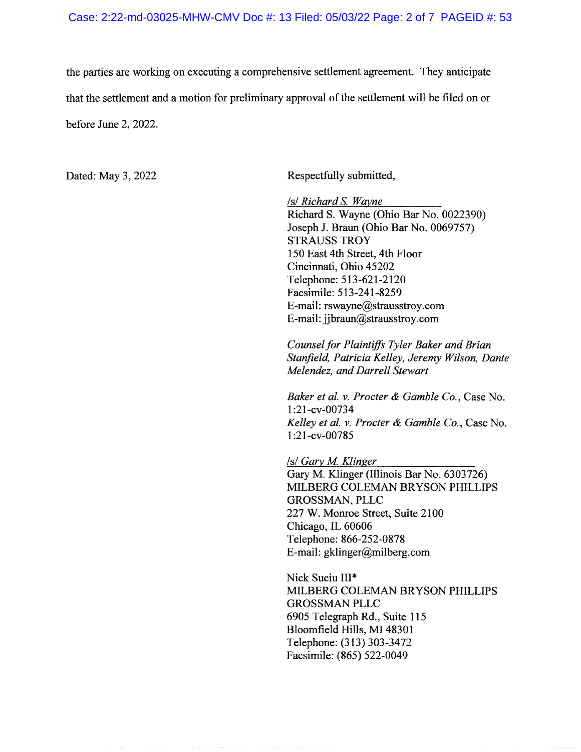the parties are working on executing a comprehensive settlement agreement. They anticipate that the settlement and a motion for preliminary approval of the settlement will be filed on or before June 2, 2022.

Dated: May 3, 2022

Respectfully submitted,

*/s/ Richard S. Wayne*
Richard S. Wayne (Ohio Bar No. 0022390)
Joseph J. Braun (Ohio Bar No. 0069757)
STRAUSS TROY
150 East 4th Street, 4th Floor
Cincinnati, Ohio 45202
Telephone: 513-621-2120
Facsimile: 513-241-8259
E-mail: rswayne@strausstroy.com
E-mail: jjbraun@strausstroy.com

*Counsel for Plaintiffs Tyler Baker and Brian Stanfield, Patricia Kelley, Jeremy Wilson, Dante Melendez, and Darrell Stewart*

*Baker et al. v. Procter & Gamble Co.*, Case No. 1:21-cv-00734
*Kelley et al. v. Procter & Gamble Co.*, Case No. 1:21-cv-00785

*/s/ Gary M. Klinger*
Gary M. Klinger (Illinois Bar No. 6303726)
MILBERG COLEMAN BRYSON PHILLIPS GROSSMAN, PLLC
227 W. Monroe Street, Suite 2100
Chicago, IL 60606
Telephone: 866-252-0878
E-mail: gklinger@milberg.com

Nick Suciu III*
MILBERG COLEMAN BRYSON PHILLIPS GROSSMAN PLLC
6905 Telegraph Rd., Suite 115
Bloomfield Hills, MI 48301
Telephone: (313) 303-3472
Facsimile: (865) 522-0049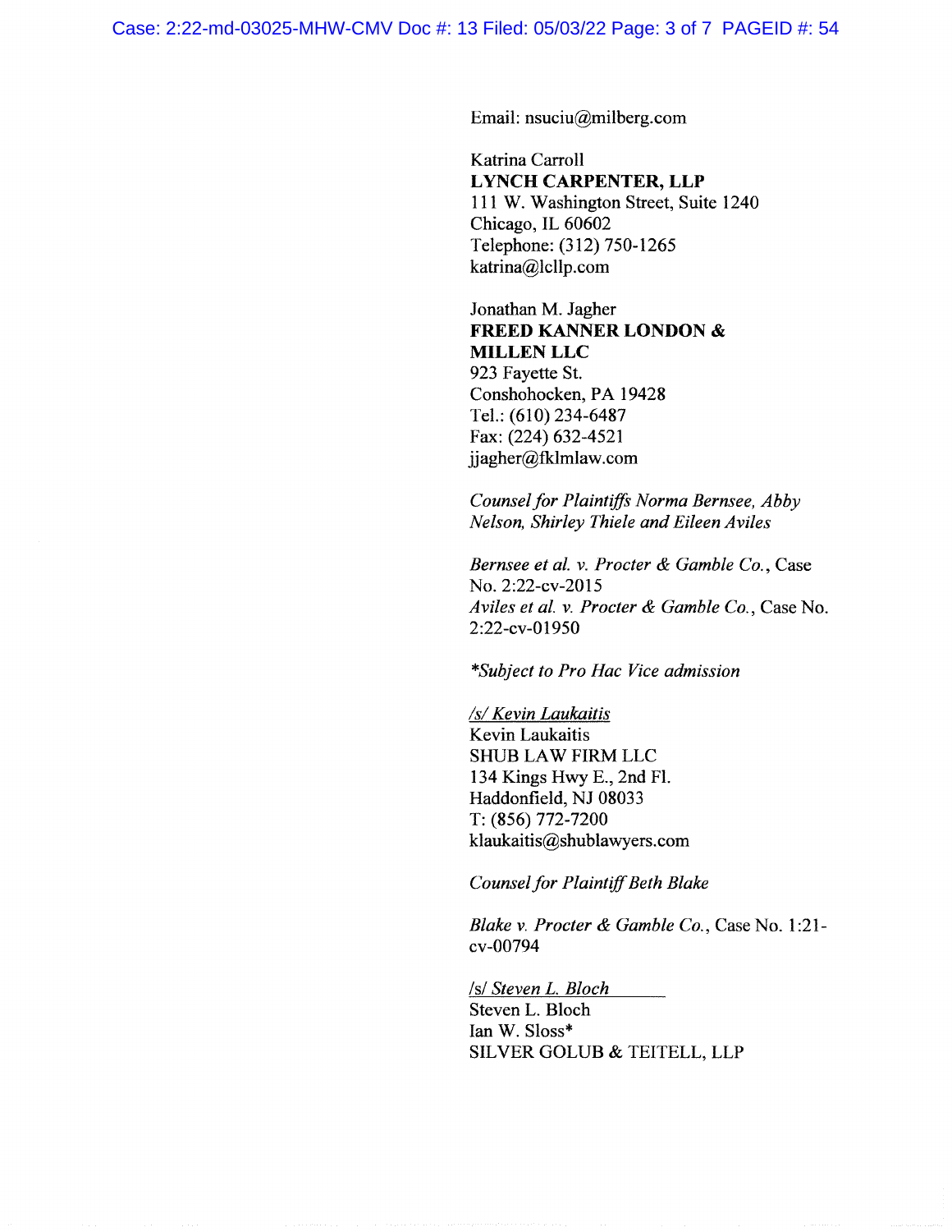Email: nsuciu@milberg.com

Katrina Carroll
**LYNCH CARPENTER, LLP**
111 W. Washington Street, Suite 1240
Chicago, IL 60602
Telephone: (312) 750-1265
katrina@lcllp.com

Jonathan M. Jagher
**FREED KANNER LONDON & MILLEN LLC**
923 Fayette St.
Conshohocken, PA 19428
Tel.: (610) 234-6487
Fax: (224) 632-4521
jjagher@fklmlaw.com

*Counsel for Plaintiffs Norma Bernsee, Abby Nelson, Shirley Thiele and Eileen Aviles*

*Bernsee et al. v. Procter & Gamble Co.*, Case No. 2:22-cv-2015
*Aviles et al. v. Procter & Gamble Co.*, Case No. 2:22-cv-01950

*\*Subject to Pro Hac Vice admission*

*/s/ Kevin Laukaitis*
Kevin Laukaitis
SHUB LAW FIRM LLC
134 Kings Hwy E., 2nd Fl.
Haddonfield, NJ 08033
T: (856) 772-7200
klaukaitis@shublawyers.com

*Counsel for Plaintiff Beth Blake*

*Blake v. Procter & Gamble Co.*, Case No. 1:21-cv-00794

*/s/ Steven L. Bloch*
Steven L. Bloch
Ian W. Sloss*
SILVER GOLUB & TEITELL, LLP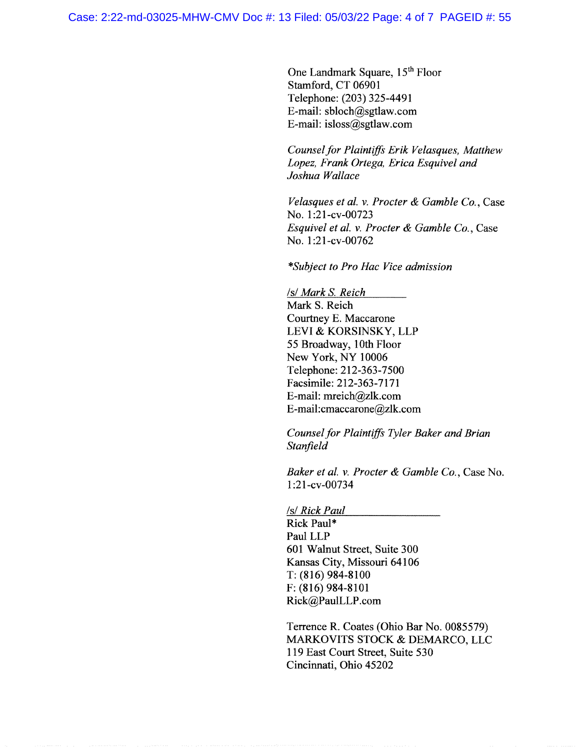One Landmark Square, 15th Floor
Stamford, CT 06901
Telephone: (203) 325-4491
E-mail: sbloch@sgtlaw.com
E-mail: isloss@sgtlaw.com

*Counsel for Plaintiffs Erik Velasques, Matthew Lopez, Frank Ortega, Erica Esquivel and Joshua Wallace*

*Velasques et al. v. Procter & Gamble Co.*, Case No. 1:21-cv-00723
*Esquivel et al. v. Procter & Gamble Co.*, Case No. 1:21-cv-00762

*\*Subject to Pro Hac Vice admission*

/s/ *Mark S. Reich*
Mark S. Reich
Courtney E. Maccarone
LEVI & KORSINSKY, LLP
55 Broadway, 10th Floor
New York, NY 10006
Telephone: 212-363-7500
Facsimile: 212-363-7171
E-mail: mreich@zlk.com
E-mail:cmaccarone@zlk.com

*Counsel for Plaintiffs Tyler Baker and Brian Stanfield*

*Baker et al. v. Procter & Gamble Co.*, Case No. 1:21-cv-00734

/s/ *Rick Paul*
Rick Paul*
Paul LLP
601 Walnut Street, Suite 300
Kansas City, Missouri 64106
T: (816) 984-8100
F: (816) 984-8101
Rick@PaulLLP.com

Terrence R. Coates (Ohio Bar No. 0085579)
MARKOVITS STOCK & DEMARCO, LLC
119 East Court Street, Suite 530
Cincinnati, Ohio 45202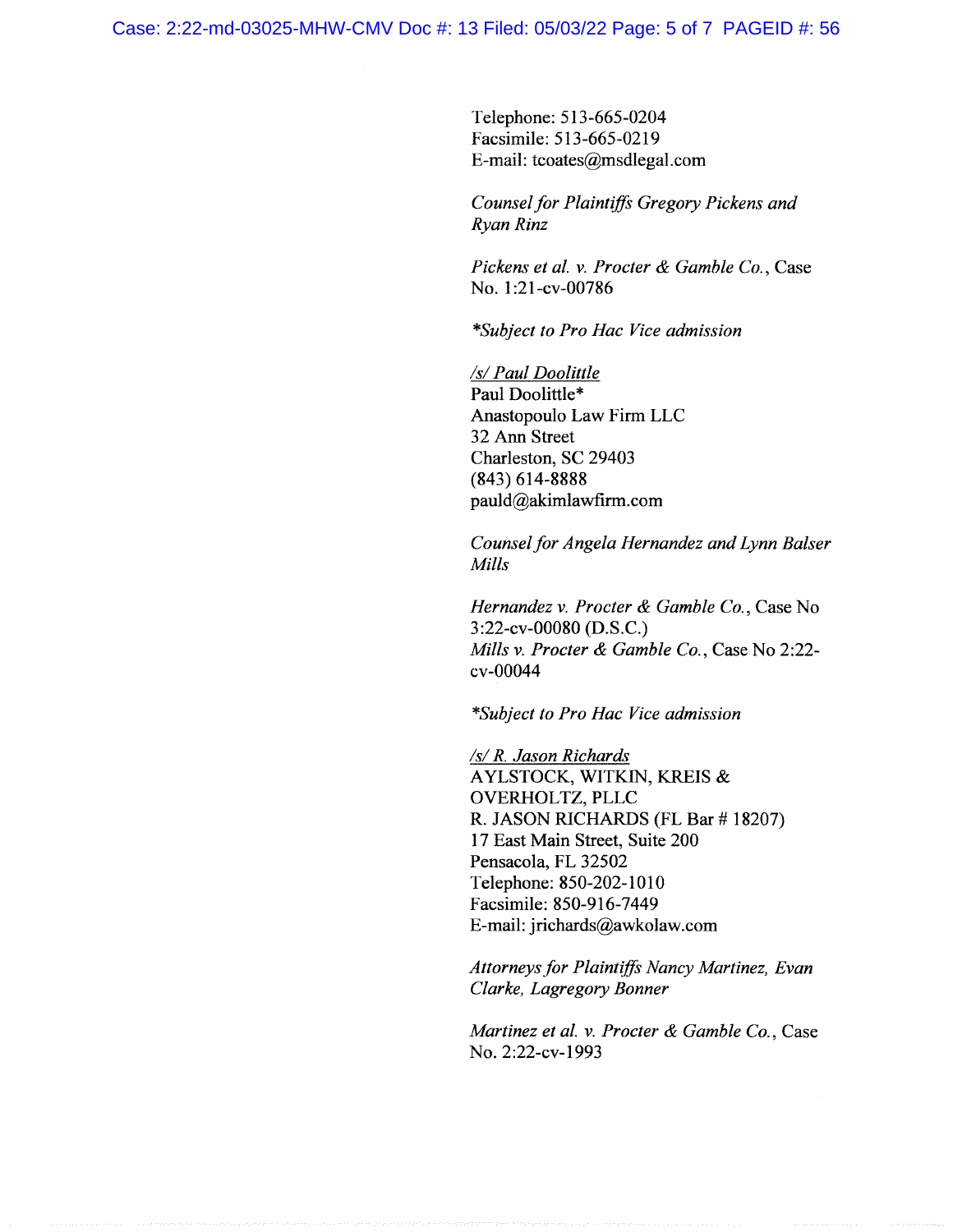Telephone: 513-665-0204
Facsimile: 513-665-0219
E-mail: tcoates@msdlegal.com

*Counsel for Plaintiffs Gregory Pickens and Ryan Rinz*

*Pickens et al. v. Procter & Gamble Co.*, Case No. 1:21-cv-00786

**Subject to Pro Hac Vice admission*

/s/ Paul Doolittle
Paul Doolittle*
Anastopoulo Law Firm LLC
32 Ann Street
Charleston, SC 29403
(843) 614-8888
pauld@akimlawfirm.com

*Counsel for Angela Hernandez and Lynn Balser Mills*

*Hernandez v. Procter & Gamble Co.*, Case No 3:22-cv-00080 (D.S.C.)
*Mills v. Procter & Gamble Co.*, Case No 2:22-cv-00044

**Subject to Pro Hac Vice admission*

/s/ R. Jason Richards
AYLSTOCK, WITKIN, KREIS & OVERHOLTZ, PLLC
R. JASON RICHARDS (FL Bar # 18207)
17 East Main Street, Suite 200
Pensacola, FL 32502
Telephone: 850-202-1010
Facsimile: 850-916-7449
E-mail: jrichards@awkolaw.com

*Attorneys for Plaintiffs Nancy Martinez, Evan Clarke, Lagregory Bonner*

*Martinez et al. v. Procter & Gamble Co.*, Case No. 2:22-cv-1993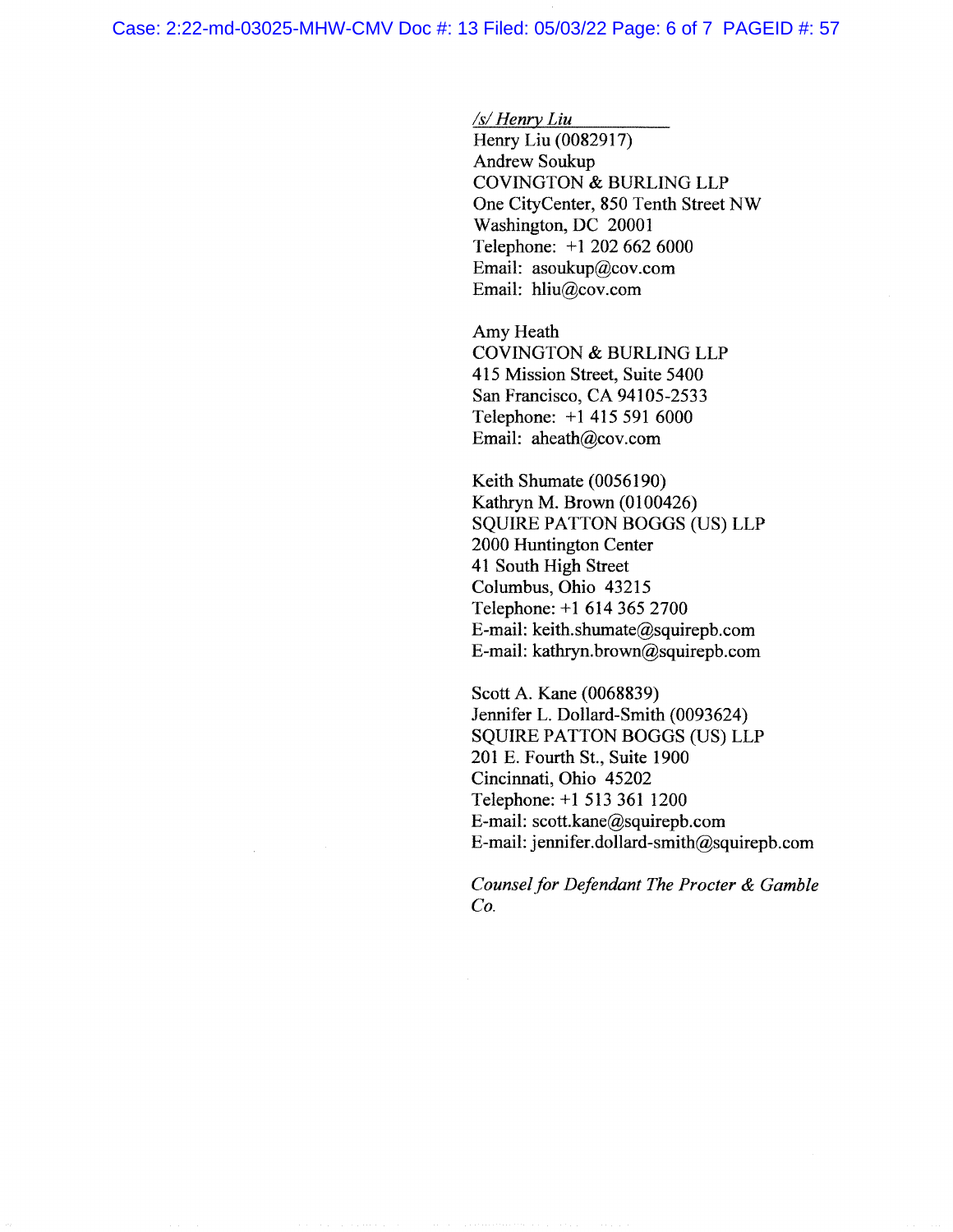*/s/ Henry Liu*
Henry Liu (0082917)
Andrew Soukup
COVINGTON & BURLING LLP
One CityCenter, 850 Tenth Street NW
Washington, DC 20001
Telephone: +1 202 662 6000
Email: asoukup@cov.com
Email: hliu@cov.com

Amy Heath
COVINGTON & BURLING LLP
415 Mission Street, Suite 5400
San Francisco, CA 94105-2533
Telephone: +1 415 591 6000
Email: aheath@cov.com

Keith Shumate (0056190)
Kathryn M. Brown (0100426)
SQUIRE PATTON BOGGS (US) LLP
2000 Huntington Center
41 South High Street
Columbus, Ohio 43215
Telephone: +1 614 365 2700
E-mail: keith.shumate@squirepb.com
E-mail: kathryn.brown@squirepb.com

Scott A. Kane (0068839)
Jennifer L. Dollard-Smith (0093624)
SQUIRE PATTON BOGGS (US) LLP
201 E. Fourth St., Suite 1900
Cincinnati, Ohio 45202
Telephone: +1 513 361 1200
E-mail: scott.kane@squirepb.com
E-mail: jennifer.dollard-smith@squirepb.com

*Counsel for Defendant The Procter & Gamble Co.*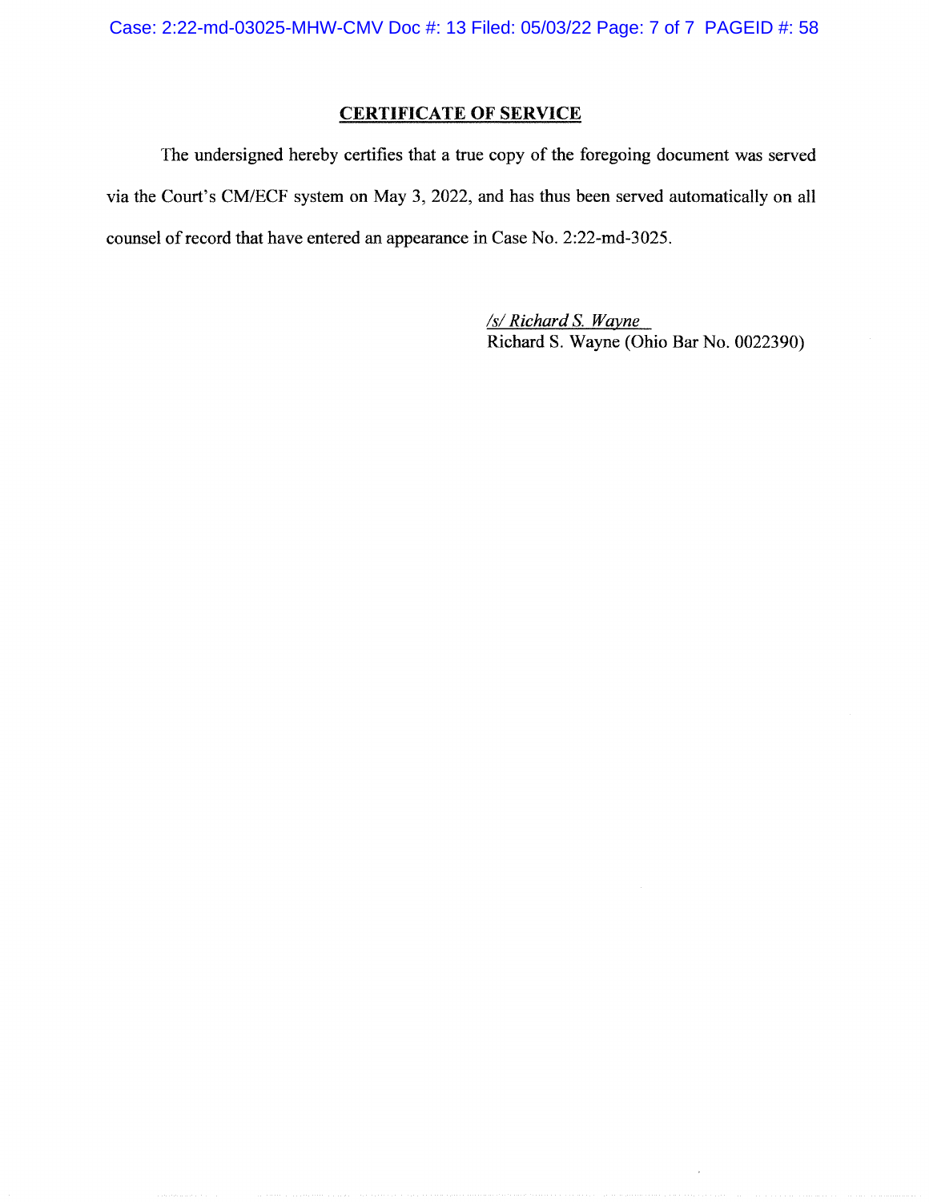## CERTIFICATE OF SERVICE

The undersigned hereby certifies that a true copy of the foregoing document was served via the Court's CM/ECF system on May 3, 2022, and has thus been served automatically on all counsel of record that have entered an appearance in Case No. 2:22-md-3025.

*/s/ Richard S. Wayne*
Richard S. Wayne (Ohio Bar No. 0022390)